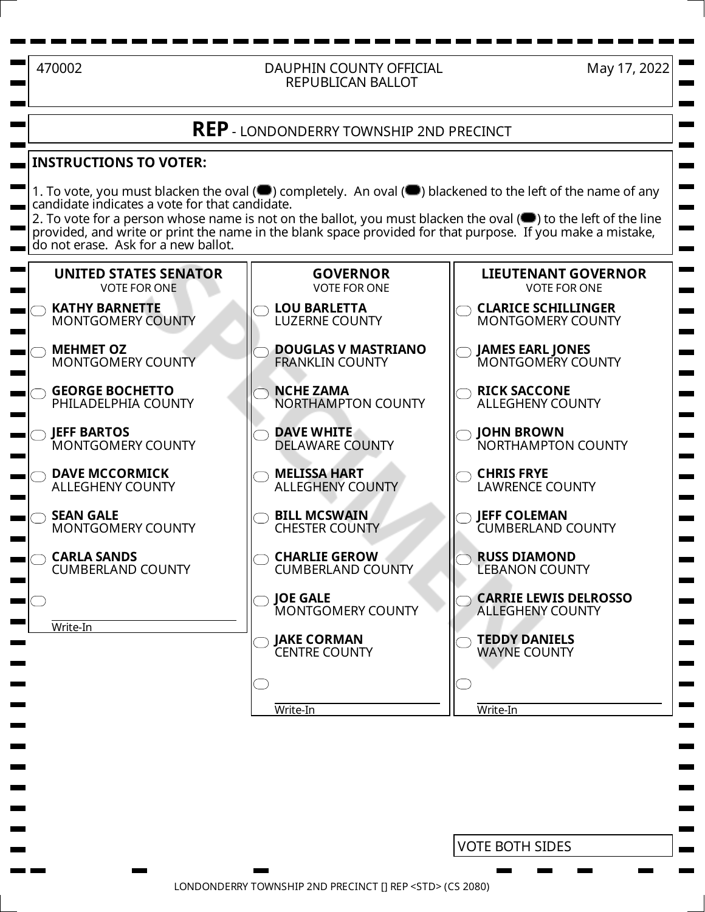470002

DAUPHIN COUNTY OFFICIAL
REPUBLICAN BALLOT

May 17, 2022

# **REP** - LONDONDERRY TOWNSHIP 2ND PRECINCT

**INSTRUCTIONS TO VOTER:**

1. To vote, you must blacken the oval (⬬) completely. An oval (⬬) blackened to the left of the name of any candidate indicates a vote for that candidate.
2. To vote for a person whose name is not on the ballot, you must blacken the oval (⬬) to the left of the line provided, and write or print the name in the blank space provided for that purpose. If you make a mistake, do not erase. Ask for a new ballot.

## UNITED STATES SENATOR
VOTE FOR ONE

- **KATHY BARNETTE**
  MONTGOMERY COUNTY
- **MEHMET OZ**
  MONTGOMERY COUNTY
- **GEORGE BOCHETTO**
  PHILADELPHIA COUNTY
- **JEFF BARTOS**
  MONTGOMERY COUNTY
- **DAVE MCCORMICK**
  ALLEGHENY COUNTY
- **SEAN GALE**
  MONTGOMERY COUNTY
- **CARLA SANDS**
  CUMBERLAND COUNTY
- Write-In

## GOVERNOR
VOTE FOR ONE

- **LOU BARLETTA**
  LUZERNE COUNTY
- **DOUGLAS V MASTRIANO**
  FRANKLIN COUNTY
- **NCHE ZAMA**
  NORTHAMPTON COUNTY
- **DAVE WHITE**
  DELAWARE COUNTY
- **MELISSA HART**
  ALLEGHENY COUNTY
- **BILL MCSWAIN**
  CHESTER COUNTY
- **CHARLIE GEROW**
  CUMBERLAND COUNTY
- **JOE GALE**
  MONTGOMERY COUNTY
- **JAKE CORMAN**
  CENTRE COUNTY
- Write-In

## LIEUTENANT GOVERNOR
VOTE FOR ONE

- **CLARICE SCHILLINGER**
  MONTGOMERY COUNTY
- **JAMES EARL JONES**
  MONTGOMERY COUNTY
- **RICK SACCONE**
  ALLEGHENY COUNTY
- **JOHN BROWN**
  NORTHAMPTON COUNTY
- **CHRIS FRYE**
  LAWRENCE COUNTY
- **JEFF COLEMAN**
  CUMBERLAND COUNTY
- **RUSS DIAMOND**
  LEBANON COUNTY
- **CARRIE LEWIS DELROSSO**
  ALLEGHENY COUNTY
- **TEDDY DANIELS**
  WAYNE COUNTY
- Write-In

VOTE BOTH SIDES

LONDONDERRY TOWNSHIP 2ND PRECINCT [] REP <STD> (CS 2080)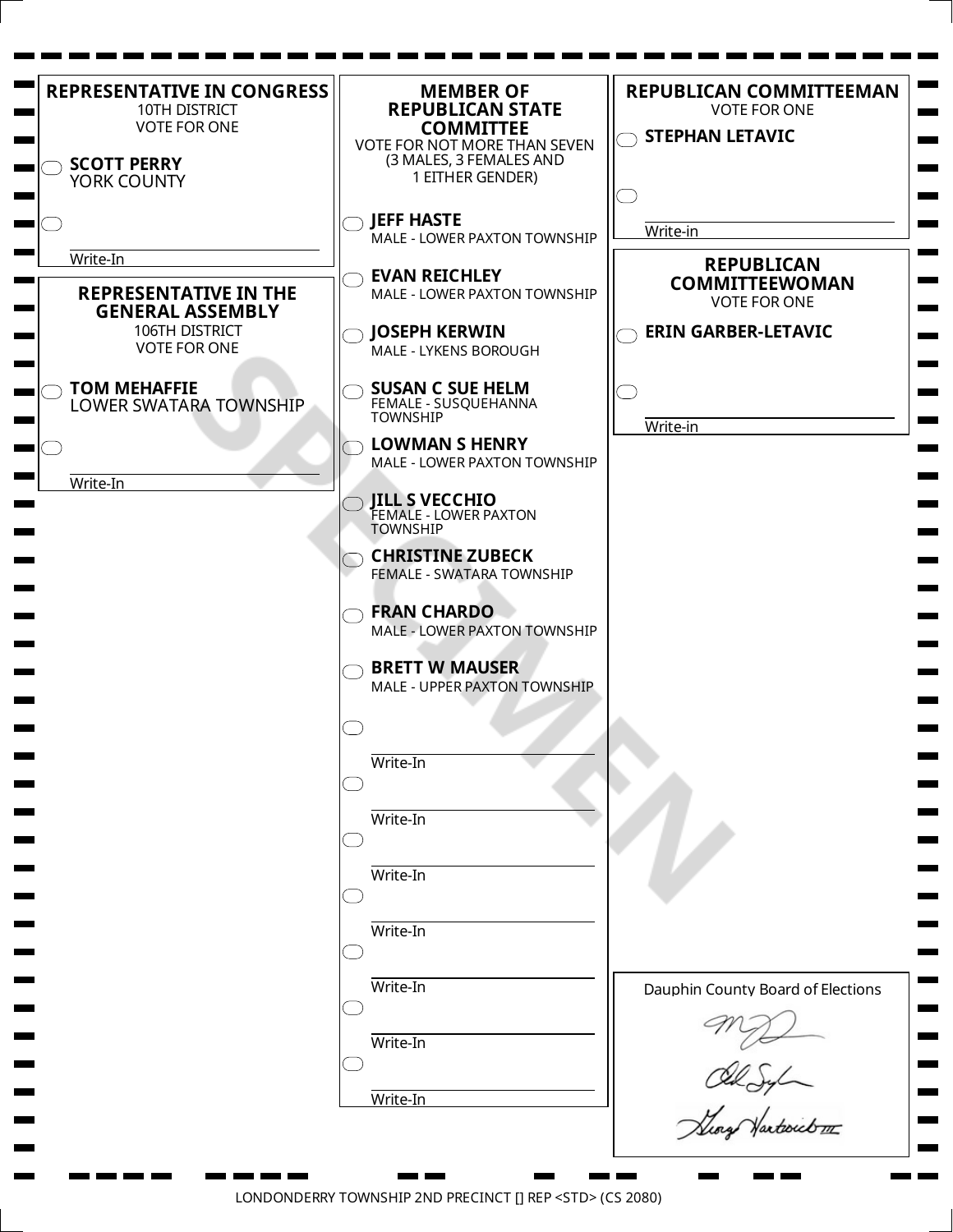## REPRESENTATIVE IN CONGRESS
10TH DISTRICT
VOTE FOR ONE

- **SCOTT PERRY**
  YORK COUNTY
- Write-In

## REPRESENTATIVE IN THE GENERAL ASSEMBLY
106TH DISTRICT
VOTE FOR ONE

- **TOM MEHAFFIE**
  LOWER SWATARA TOWNSHIP
- Write-In

## MEMBER OF REPUBLICAN STATE COMMITTEE
VOTE FOR NOT MORE THAN SEVEN
(3 MALES, 3 FEMALES AND 1 EITHER GENDER)

- **JEFF HASTE**
  MALE - LOWER PAXTON TOWNSHIP
- **EVAN REICHLEY**
  MALE - LOWER PAXTON TOWNSHIP
- **JOSEPH KERWIN**
  MALE - LYKENS BOROUGH
- **SUSAN C SUE HELM**
  FEMALE - SUSQUEHANNA TOWNSHIP
- **LOWMAN S HENRY**
  MALE - LOWER PAXTON TOWNSHIP
- **JILL S VECCHIO**
  FEMALE - LOWER PAXTON TOWNSHIP
- **CHRISTINE ZUBECK**
  FEMALE - SWATARA TOWNSHIP
- **FRAN CHARDO**
  MALE - LOWER PAXTON TOWNSHIP
- **BRETT W MAUSER**
  MALE - UPPER PAXTON TOWNSHIP
- Write-In
- Write-In
- Write-In
- Write-In
- Write-In
- Write-In
- Write-In

## REPUBLICAN COMMITTEEMAN
VOTE FOR ONE

- **STEPHAN LETAVIC**
- Write-in

## REPUBLICAN COMMITTEEWOMAN
VOTE FOR ONE

- **ERIN GARBER-LETAVIC**
- Write-in

SPECIMEN

Dauphin County Board of Elections

LONDONDERRY TOWNSHIP 2ND PRECINCT [] REP <STD> (CS 2080)